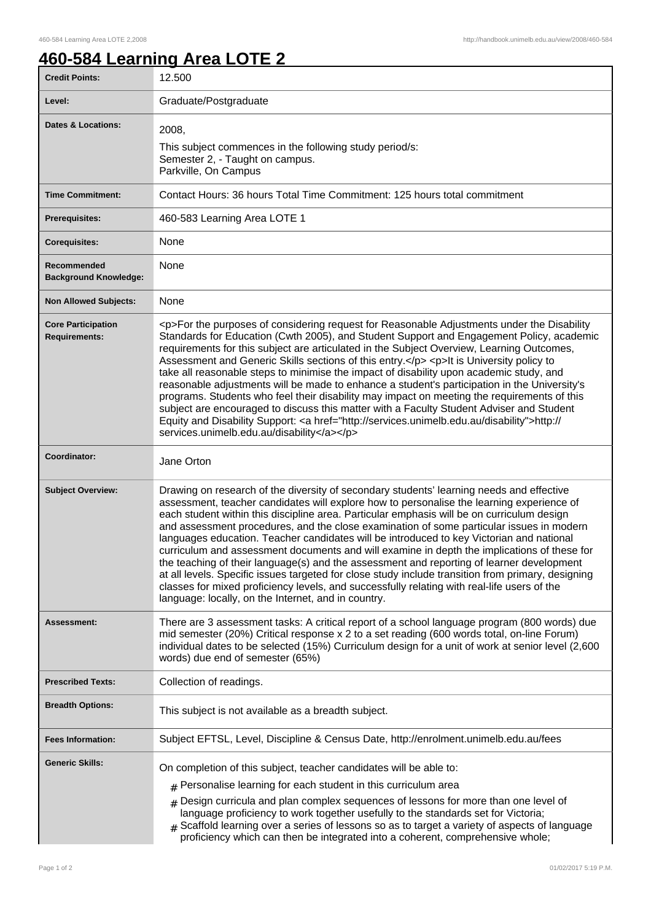# 460-584 Learning Area LOTE 2

| | |
|---|---|
| **Credit Points:** | 12.500 |
| **Level:** | Graduate/Postgraduate |
| **Dates & Locations:** | 2008,<br>This subject commences in the following study period/s:<br>Semester 2, - Taught on campus.<br>Parkville, On Campus |
| **Time Commitment:** | Contact Hours: 36 hours Total Time Commitment: 125 hours total commitment |
| **Prerequisites:** | 460-583 Learning Area LOTE 1 |
| **Corequisites:** | None |
| **Recommended Background Knowledge:** | None |
| **Non Allowed Subjects:** | None |
| **Core Participation Requirements:** | <p>For the purposes of considering request for Reasonable Adjustments under the Disability Standards for Education (Cwth 2005), and Student Support and Engagement Policy, academic requirements for this subject are articulated in the Subject Overview, Learning Outcomes, Assessment and Generic Skills sections of this entry.</p> <p>It is University policy to take all reasonable steps to minimise the impact of disability upon academic study, and reasonable adjustments will be made to enhance a student's participation in the University's programs. Students who feel their disability may impact on meeting the requirements of this subject are encouraged to discuss this matter with a Faculty Student Adviser and Student Equity and Disability Support: <a href="http://services.unimelb.edu.au/disability">http://services.unimelb.edu.au/disability</a></p> |
| **Coordinator:** | Jane Orton |
| **Subject Overview:** | Drawing on research of the diversity of secondary students' learning needs and effective assessment, teacher candidates will explore how to personalise the learning experience of each student within this discipline area. Particular emphasis will be on curriculum design and assessment procedures, and the close examination of some particular issues in modern languages education. Teacher candidates will be introduced to key Victorian and national curriculum and assessment documents and will examine in depth the implications of these for the teaching of their language(s) and the assessment and reporting of learner development at all levels. Specific issues targeted for close study include transition from primary, designing classes for mixed proficiency levels, and successfully relating with real-life users of the language: locally, on the Internet, and in country. |
| **Assessment:** | There are 3 assessment tasks: A critical report of a school language program (800 words) due mid semester (20%) Critical response x 2 to a set reading (600 words total, on-line Forum) individual dates to be selected (15%) Curriculum design for a unit of work at senior level (2,600 words) due end of semester (65%) |
| **Prescribed Texts:** | Collection of readings. |
| **Breadth Options:** | This subject is not available as a breadth subject. |
| **Fees Information:** | Subject EFTSL, Level, Discipline & Census Date, http://enrolment.unimelb.edu.au/fees |
| **Generic Skills:** | On completion of this subject, teacher candidates will be able to:<br># Personalise learning for each student in this curriculum area<br># Design curricula and plan complex sequences of lessons for more than one level of language proficiency to work together usefully to the standards set for Victoria;<br># Scaffold learning over a series of lessons so as to target a variety of aspects of language proficiency which can then be integrated into a coherent, comprehensive whole; |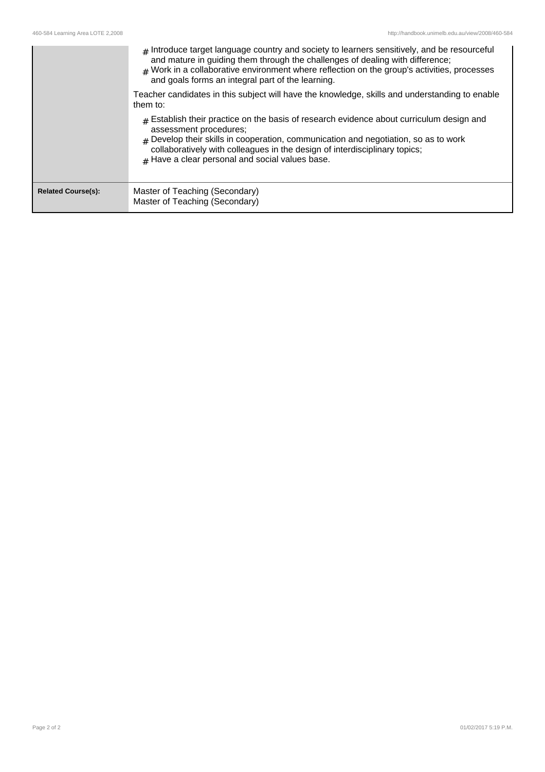| | |
|---|---|
| | # Introduce target language country and society to learners sensitively, and be resourceful and mature in guiding them through the challenges of dealing with difference;<br># Work in a collaborative environment where reflection on the group's activities, processes and goals forms an integral part of the learning.<br><br>Teacher candidates in this subject will have the knowledge, skills and understanding to enable them to:<br><br># Establish their practice on the basis of research evidence about curriculum design and assessment procedures;<br># Develop their skills in cooperation, communication and negotiation, so as to work collaboratively with colleagues in the design of interdisciplinary topics;<br># Have a clear personal and social values base. |
| **Related Course(s):** | Master of Teaching (Secondary)<br>Master of Teaching (Secondary) |